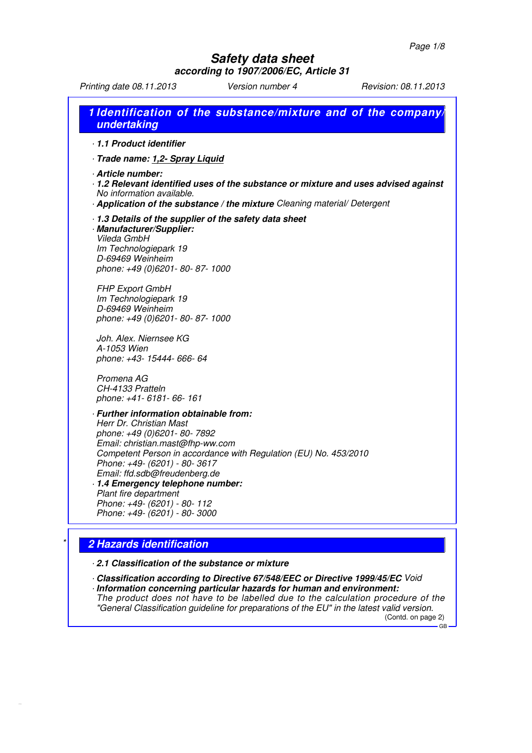# Safety data sheet

**according to 1907/2006/EC, Article 31**

Printing date 08.11.2013 Version number 4 Revision: 08.11.2013

## 1 Identification of the substance/mixture and of the company/undertaking

· **1.1 Product identifier**

· **Trade name: 1,2- Spray Liquid**

· **Article number:**

· **1.2 Relevant identified uses of the substance or mixture and uses advised against**
No information available.

· **Application of the substance / the mixture** Cleaning material/ Detergent

· **1.3 Details of the supplier of the safety data sheet**

· **Manufacturer/Supplier:**
Vileda GmbH
Im Technologiepark 19
D-69469 Weinheim
phone: +49 (0)6201- 80- 87- 1000

FHP Export GmbH
Im Technologiepark 19
D-69469 Weinheim
phone: +49 (0)6201- 80- 87- 1000

Joh. Alex. Niernsee KG
A-1053 Wien
phone: +43- 15444- 666- 64

Promena AG
CH-4133 Pratteln
phone: +41- 6181- 66- 161

· **Further information obtainable from:**
Herr Dr. Christian Mast
phone: +49 (0)6201- 80- 7892
Email: christian.mast@fhp-ww.com
Competent Person in accordance with Regulation (EU) No. 453/2010
Phone: +49- (6201) - 80- 3617
Email: ffd.sdb@freudenberg.de

· **1.4 Emergency telephone number:**
Plant fire department
Phone: +49- (6201) - 80- 112
Phone: +49- (6201) - 80- 3000

## 2 Hazards identification

· **2.1 Classification of the substance or mixture**

· **Classification according to Directive 67/548/EEC or Directive 1999/45/EC** Void

· **Information concerning particular hazards for human and environment:**
The product does not have to be labelled due to the calculation procedure of the "General Classification guideline for preparations of the EU" in the latest valid version.

(Contd. on page 2)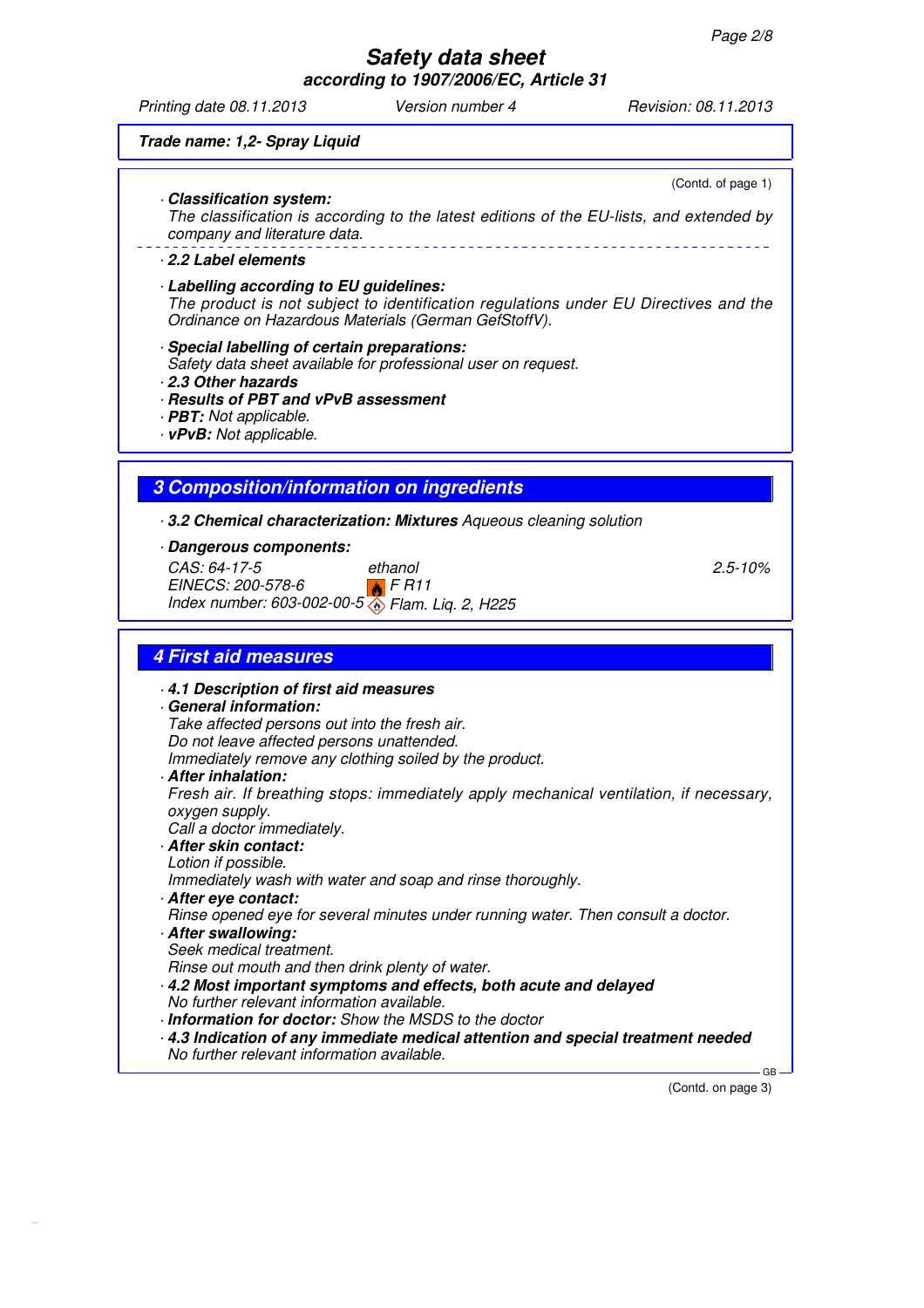**Trade name: 1,2- Spray Liquid**

(Contd. of page 1)

· **Classification system:**
The classification is according to the latest editions of the EU-lists, and extended by company and literature data.

· **2.2 Label elements**

· **Labelling according to EU guidelines:**
The product is not subject to identification regulations under EU Directives and the Ordinance on Hazardous Materials (German GefStoffV).

· **Special labelling of certain preparations:**
Safety data sheet available for professional user on request.

· **2.3 Other hazards**

· **Results of PBT and vPvB assessment**

· **PBT:** Not applicable.

· **vPvB:** Not applicable.

## 3 Composition/information on ingredients

· **3.2 Chemical characterization: Mixtures** Aqueous cleaning solution

· **Dangerous components:**

| | | |
|---|---|---|
| CAS: 64-17-5<br>EINECS: 200-578-6<br>Index number: 603-002-00-5 | ethanol<br>F R11<br>Flam. Liq. 2, H225 | 2.5-10% |

## 4 First aid measures

· **4.1 Description of first aid measures**

· **General information:**
Take affected persons out into the fresh air.
Do not leave affected persons unattended.
Immediately remove any clothing soiled by the product.

· **After inhalation:**
Fresh air. If breathing stops: immediately apply mechanical ventilation, if necessary, oxygen supply.
Call a doctor immediately.

· **After skin contact:**
Lotion if possible.
Immediately wash with water and soap and rinse thoroughly.

· **After eye contact:**
Rinse opened eye for several minutes under running water. Then consult a doctor.

· **After swallowing:**
Seek medical treatment.
Rinse out mouth and then drink plenty of water.

· **4.2 Most important symptoms and effects, both acute and delayed**
No further relevant information available.

· **Information for doctor:** Show the MSDS to the doctor

· **4.3 Indication of any immediate medical attention and special treatment needed**
No further relevant information available.

(Contd. on page 3)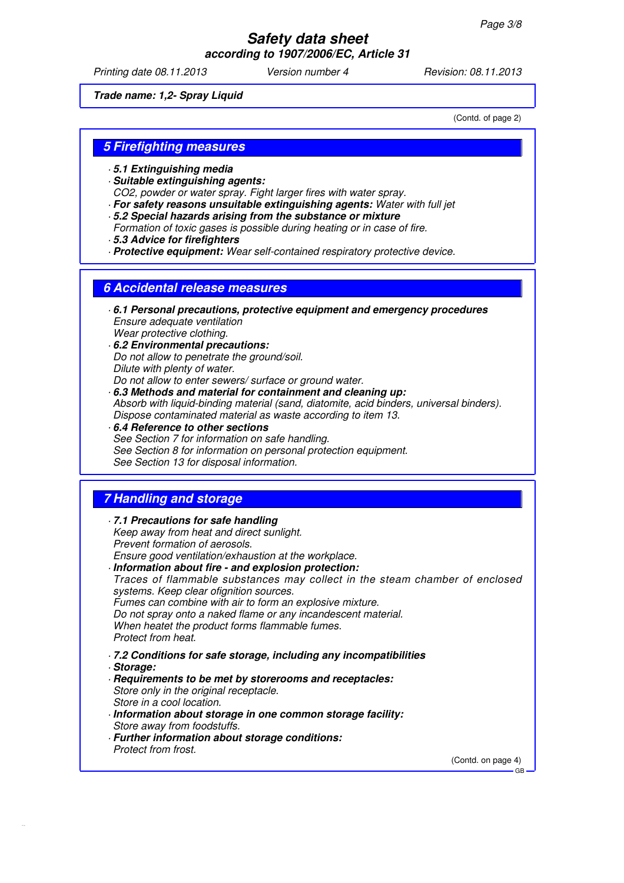Trade name: 1,2- Spray Liquid

(Contd. of page 2)

## 5 Firefighting measures

- **5.1 Extinguishing media**
- **Suitable extinguishing agents:**
  $CO_2$, powder or water spray. Fight larger fires with water spray.
- **For safety reasons unsuitable extinguishing agents:** Water with full jet
- **5.2 Special hazards arising from the substance or mixture**
  Formation of toxic gases is possible during heating or in case of fire.
- **5.3 Advice for firefighters**
- **Protective equipment:** Wear self-contained respiratory protective device.

## 6 Accidental release measures

- **6.1 Personal precautions, protective equipment and emergency procedures**
  Ensure adequate ventilation
  Wear protective clothing.
- **6.2 Environmental precautions:**
  Do not allow to penetrate the ground/soil.
  Dilute with plenty of water.
  Do not allow to enter sewers/ surface or ground water.
- **6.3 Methods and material for containment and cleaning up:**
  Absorb with liquid-binding material (sand, diatomite, acid binders, universal binders).
  Dispose contaminated material as waste according to item 13.
- **6.4 Reference to other sections**
  See Section 7 for information on safe handling.
  See Section 8 for information on personal protection equipment.
  See Section 13 for disposal information.

## 7 Handling and storage

- **7.1 Precautions for safe handling**
  Keep away from heat and direct sunlight.
  Prevent formation of aerosols.
  Ensure good ventilation/exhaustion at the workplace.
- **Information about fire - and explosion protection:**
  Traces of flammable substances may collect in the steam chamber of enclosed systems. Keep clear ofignition sources.
  Fumes can combine with air to form an explosive mixture.
  Do not spray onto a naked flame or any incandescent material.
  When heatet the product forms flammable fumes.
  Protect from heat.

- **7.2 Conditions for safe storage, including any incompatibilities**
- **Storage:**
- **Requirements to be met by storerooms and receptacles:**
  Store only in the original receptacle.
  Store in a cool location.
- **Information about storage in one common storage facility:**
  Store away from foodstuffs.
- **Further information about storage conditions:**
  Protect from frost.

(Contd. on page 4)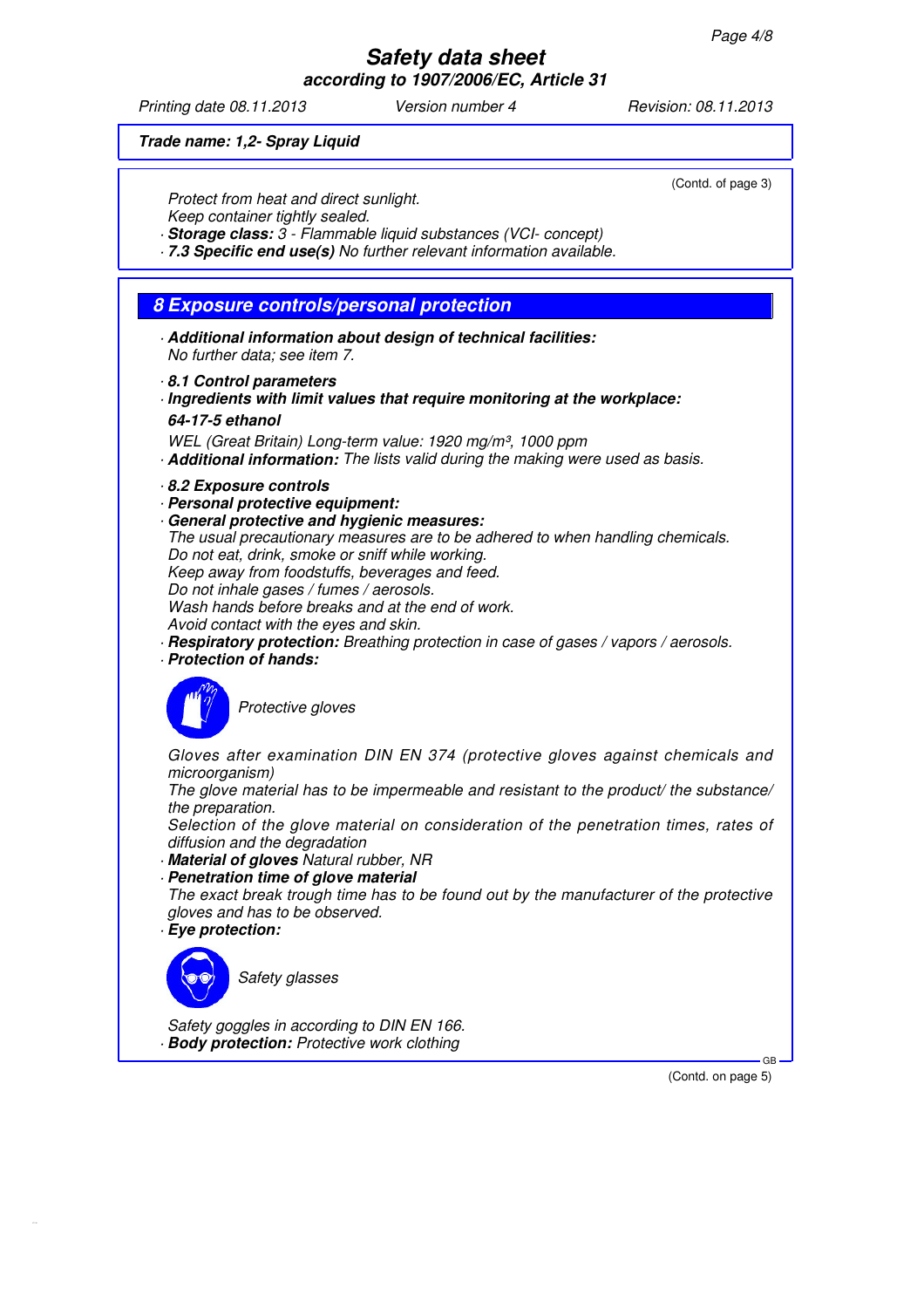# Safety data sheet
**according to 1907/2006/EC, Article 31**

*Printing date 08.11.2013* *Version number 4* *Revision: 08.11.2013*

**Trade name: 1,2- Spray Liquid**

(Contd. of page 3)

Protect from heat and direct sunlight.
Keep container tightly sealed.
· **Storage class:** 3 - Flammable liquid substances (VCI- concept)
· **7.3 Specific end use(s)** No further relevant information available.

## 8 Exposure controls/personal protection

· **Additional information about design of technical facilities:**
No further data; see item 7.

· **8.1 Control parameters**
· **Ingredients with limit values that require monitoring at the workplace:**

**64-17-5 ethanol**

WEL (Great Britain) Long-term value: 1920 mg/m³, 1000 ppm
· **Additional information:** The lists valid during the making were used as basis.

· **8.2 Exposure controls**
· **Personal protective equipment:**
· **General protective and hygienic measures:**
The usual precautionary measures are to be adhered to when handling chemicals.
Do not eat, drink, smoke or sniff while working.
Keep away from foodstuffs, beverages and feed.
Do not inhale gases / fumes / aerosols.
Wash hands before breaks and at the end of work.
Avoid contact with the eyes and skin.
· **Respiratory protection:** Breathing protection in case of gases / vapors / aerosols.
· **Protection of hands:**

Protective gloves

Gloves after examination DIN EN 374 (protective gloves against chemicals and microorganism)
The glove material has to be impermeable and resistant to the product/ the substance/ the preparation.
Selection of the glove material on consideration of the penetration times, rates of diffusion and the degradation
· **Material of gloves** Natural rubber, NR
· **Penetration time of glove material**
The exact break trough time has to be found out by the manufacturer of the protective gloves and has to be observed.
· **Eye protection:**

Safety glasses

Safety goggles in according to DIN EN 166.
· **Body protection:** Protective work clothing

(Contd. on page 5)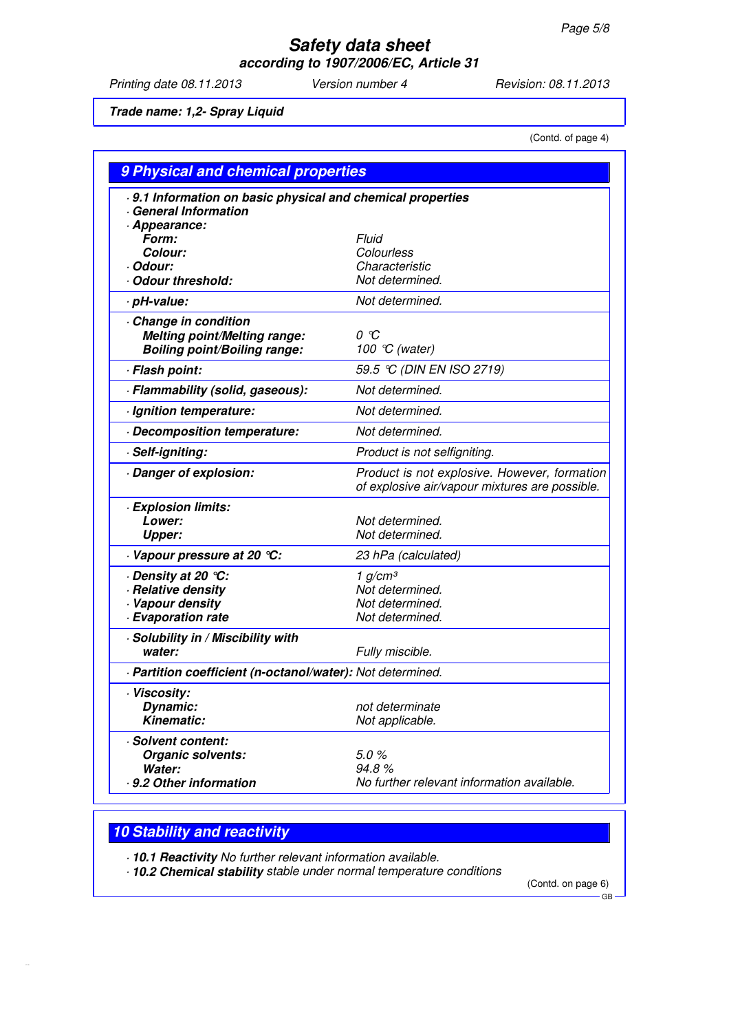Trade name: 1,2- Spray Liquid

(Contd. of page 4)

## 9 Physical and chemical properties

| Property | Value |
|---|---|
| **9.1 Information on basic physical and chemical properties** | |
| **General Information** | |
| **Appearance:** | |
| **Form:** | Fluid |
| **Colour:** | Colourless |
| **Odour:** | Characteristic |
| **Odour threshold:** | Not determined. |
| **pH-value:** | Not determined. |
| **Change in condition** | |
| **Melting point/Melting range:** | 0 °C |
| **Boiling point/Boiling range:** | 100 °C (water) |
| **Flash point:** | 59.5 °C (DIN EN ISO 2719) |
| **Flammability (solid, gaseous):** | Not determined. |
| **Ignition temperature:** | Not determined. |
| **Decomposition temperature:** | Not determined. |
| **Self-igniting:** | Product is not selfigniting. |
| **Danger of explosion:** | Product is not explosive. However, formation of explosive air/vapour mixtures are possible. |
| **Explosion limits:** | |
| **Lower:** | Not determined. |
| **Upper:** | Not determined. |
| **Vapour pressure at 20 °C:** | 23 hPa (calculated) |
| **Density at 20 °C:** | 1 g/cm³ |
| **Relative density** | Not determined. |
| **Vapour density** | Not determined. |
| **Evaporation rate** | Not determined. |
| **Solubility in / Miscibility with water:** | Fully miscible. |
| **Partition coefficient (n-octanol/water):** | Not determined. |
| **Viscosity:** | |
| **Dynamic:** | not determinate |
| **Kinematic:** | Not applicable. |
| **Solvent content:** | |
| **Organic solvents:** | 5.0 % |
| **Water:** | 94.8 % |
| **9.2 Other information** | No further relevant information available. |

## 10 Stability and reactivity

- **10.1 Reactivity** No further relevant information available.
- **10.2 Chemical stability** stable under normal temperature conditions

(Contd. on page 6)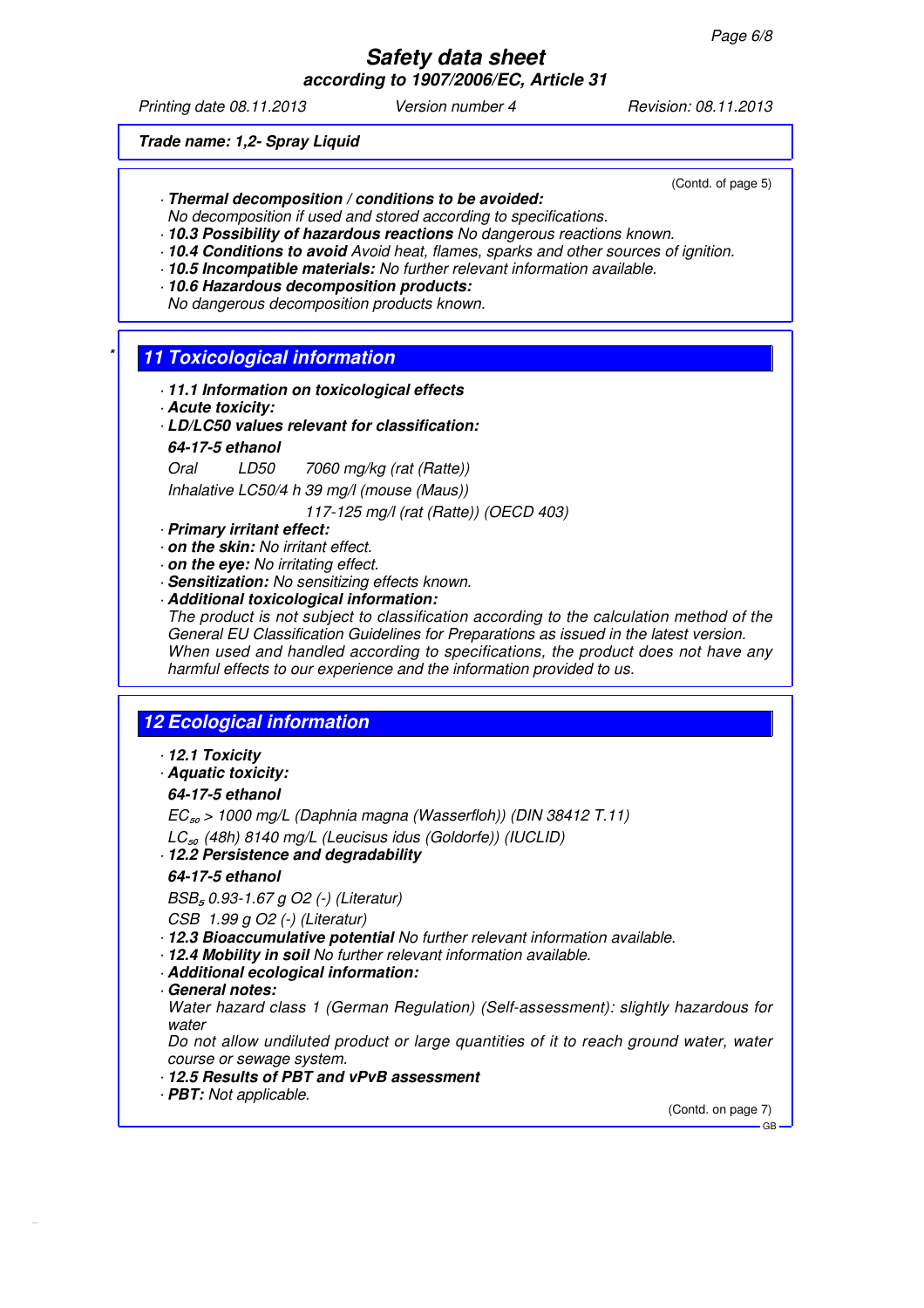**Trade name: 1,2- Spray Liquid**

(Contd. of page 5)

· **Thermal decomposition / conditions to be avoided:**
No decomposition if used and stored according to specifications.
· **10.3 Possibility of hazardous reactions** No dangerous reactions known.
· **10.4 Conditions to avoid** Avoid heat, flames, sparks and other sources of ignition.
· **10.5 Incompatible materials:** No further relevant information available.
· **10.6 Hazardous decomposition products:**
No dangerous decomposition products known.

## * 11 Toxicological information

· **11.1 Information on toxicological effects**
· **Acute toxicity:**
· **LD/LC50 values relevant for classification:**

**64-17-5 ethanol**

| | | |
|---|---|---|
| Oral | LD50 | 7060 mg/kg (rat (Ratte)) |
| Inhalative | LC50/4 h | 39 mg/l (mouse (Maus)) |
| | | 117-125 mg/l (rat (Ratte)) (OECD 403) |

· **Primary irritant effect:**
· **on the skin:** No irritant effect.
· **on the eye:** No irritating effect.
· **Sensitization:** No sensitizing effects known.
· **Additional toxicological information:**
The product is not subject to classification according to the calculation method of the General EU Classification Guidelines for Preparations as issued in the latest version.
When used and handled according to specifications, the product does not have any harmful effects to our experience and the information provided to us.

## 12 Ecological information

· **12.1 Toxicity**
· **Aquatic toxicity:**

**64-17-5 ethanol**

$EC_{50}$ > 1000 mg/L (Daphnia magna (Wasserfloh)) (DIN 38412 T.11)

$LC_{50}$ (48h) 8140 mg/L (Leucisus idus (Goldorfe)) (IUCLID)

· **12.2 Persistence and degradability**

**64-17-5 ethanol**

$BSB_5$ 0.93-1.67 g O2 (-) (Literatur)

CSB 1.99 g O2 (-) (Literatur)

· **12.3 Bioaccumulative potential** No further relevant information available.
· **12.4 Mobility in soil** No further relevant information available.
· **Additional ecological information:**
· **General notes:**
Water hazard class 1 (German Regulation) (Self-assessment): slightly hazardous for water
Do not allow undiluted product or large quantities of it to reach ground water, water course or sewage system.
· **12.5 Results of PBT and vPvB assessment**
· **PBT:** Not applicable.

(Contd. on page 7)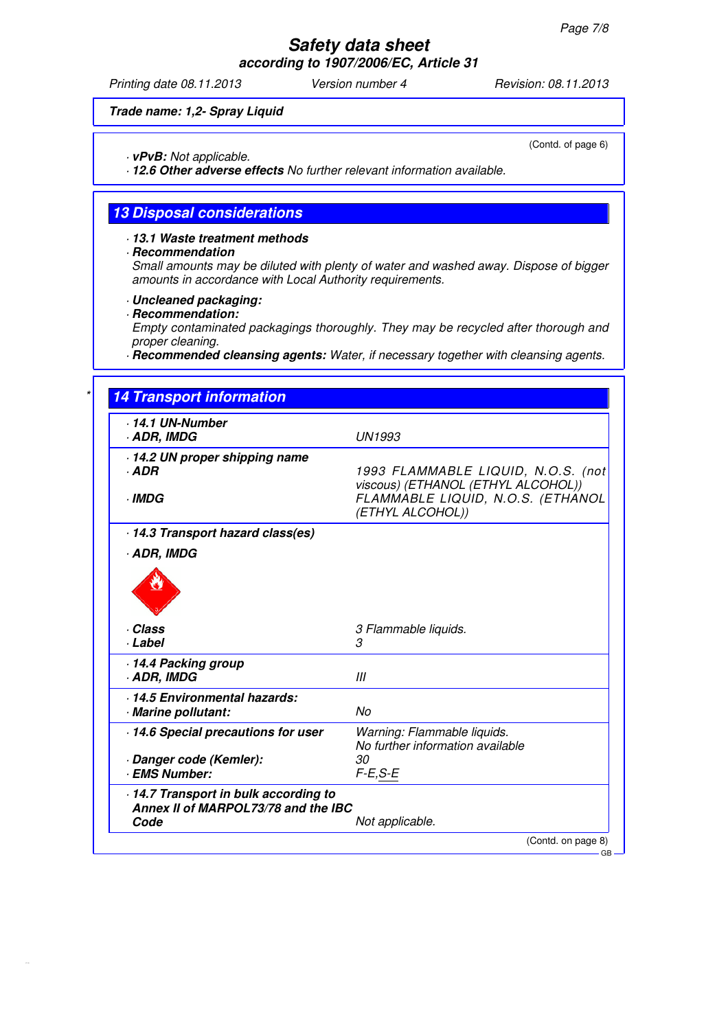**Trade name: 1,2- Spray Liquid**

(Contd. of page 6)

· **vPvB:** Not applicable.
· **12.6 Other adverse effects** No further relevant information available.

## 13 Disposal considerations

· **13.1 Waste treatment methods**
· **Recommendation**
Small amounts may be diluted with plenty of water and washed away. Dispose of bigger amounts in accordance with Local Authority requirements.

· **Uncleaned packaging:**
· **Recommendation:**
Empty contaminated packagings thoroughly. They may be recycled after thorough and proper cleaning.
· **Recommended cleansing agents:** Water, if necessary together with cleansing agents.

## 14 Transport information

| | |
|---|---|
| · **14.1 UN-Number** | |
| · **ADR, IMDG** | UN1993 |
| · **14.2 UN proper shipping name** | |
| · **ADR** | 1993 FLAMMABLE LIQUID, N.O.S. (not viscous) (ETHANOL (ETHYL ALCOHOL)) |
| · **IMDG** | FLAMMABLE LIQUID, N.O.S. (ETHANOL (ETHYL ALCOHOL)) |
| · **14.3 Transport hazard class(es)** | |
| · **ADR, IMDG** | |
| · **Class** | 3 Flammable liquids. |
| · **Label** | 3 |
| · **14.4 Packing group** | |
| · **ADR, IMDG** | III |
| · **14.5 Environmental hazards:** | |
| · **Marine pollutant:** | No |
| · **14.6 Special precautions for user** | Warning: Flammable liquids. No further information available |
| · **Danger code (Kemler):** | 30 |
| · **EMS Number:** | F-E,S-E |
| · **14.7 Transport in bulk according to Annex II of MARPOL73/78 and the IBC Code** | Not applicable. |

(Contd. on page 8)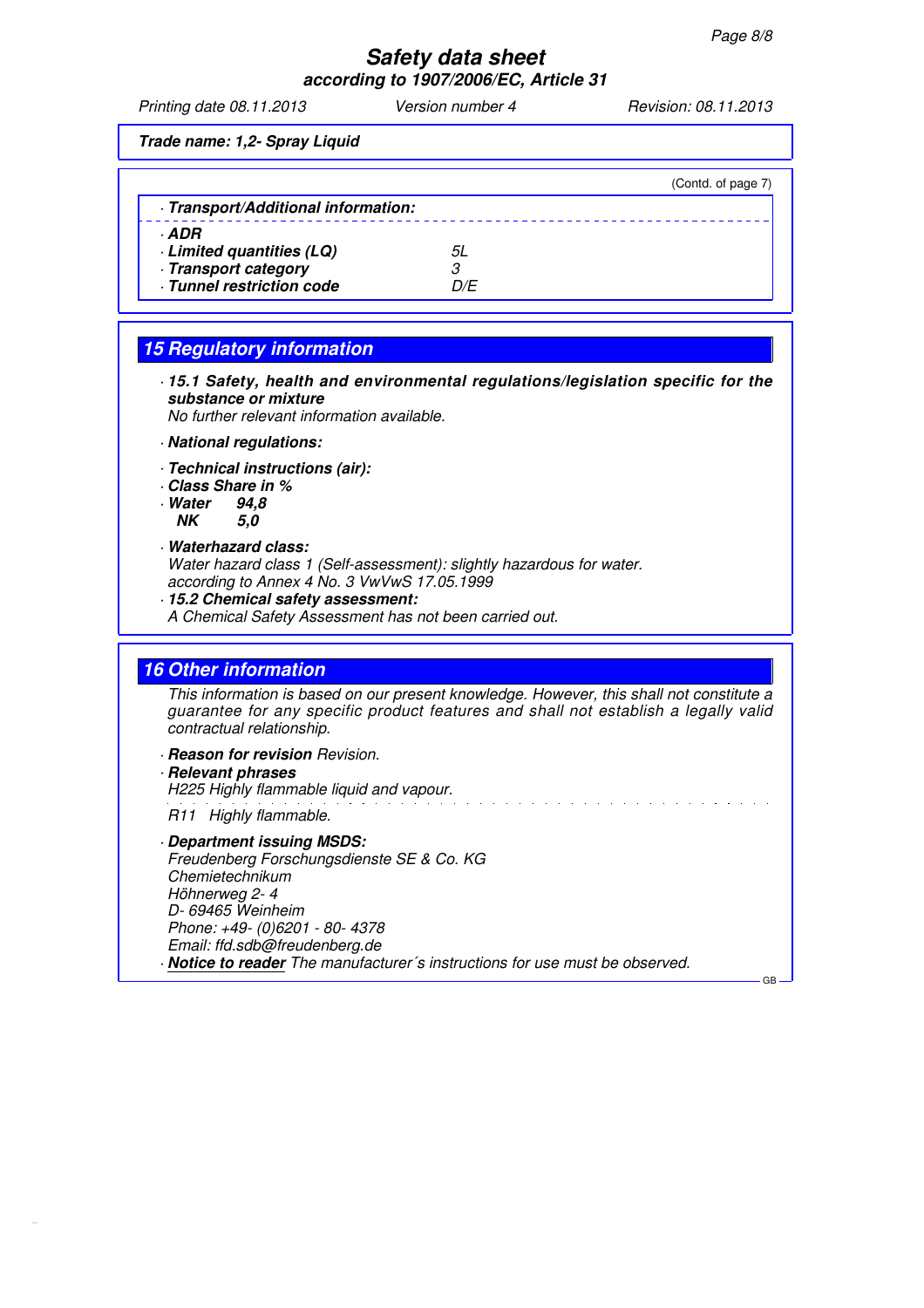**Trade name: 1,2- Spray Liquid**

(Contd. of page 7)

· **Transport/Additional information:**

| | |
|---|---|
| · **ADR** | |
| · **Limited quantities (LQ)** | 5L |
| · **Transport category** | 3 |
| · **Tunnel restriction code** | D/E |

## 15 Regulatory information

· **15.1 Safety, health and environmental regulations/legislation specific for the substance or mixture**
No further relevant information available.

· **National regulations:**

· **Technical instructions (air):**
· **Class Share in %**

| | |
|---|---|
| · **Water** | **94,8** |
| **NK** | **5,0** |

· **Waterhazard class:**
Water hazard class 1 (Self-assessment): slightly hazardous for water.
according to Annex 4 No. 3 VwVwS 17.05.1999

· **15.2 Chemical safety assessment:**
A Chemical Safety Assessment has not been carried out.

## 16 Other information

This information is based on our present knowledge. However, this shall not constitute a guarantee for any specific product features and shall not establish a legally valid contractual relationship.

· **Reason for revision** Revision.
· **Relevant phrases**
H225 Highly flammable liquid and vapour.

R11 Highly flammable.

· **Department issuing MSDS:**
Freudenberg Forschungsdienste SE & Co. KG
Chemietechnikum
Höhnerweg 2- 4
D- 69465 Weinheim
Phone: +49- (0)6201 - 80- 4378
Email: ffd.sdb@freudenberg.de

· **Notice to reader** The manufacturer´s instructions for use must be observed.

GB